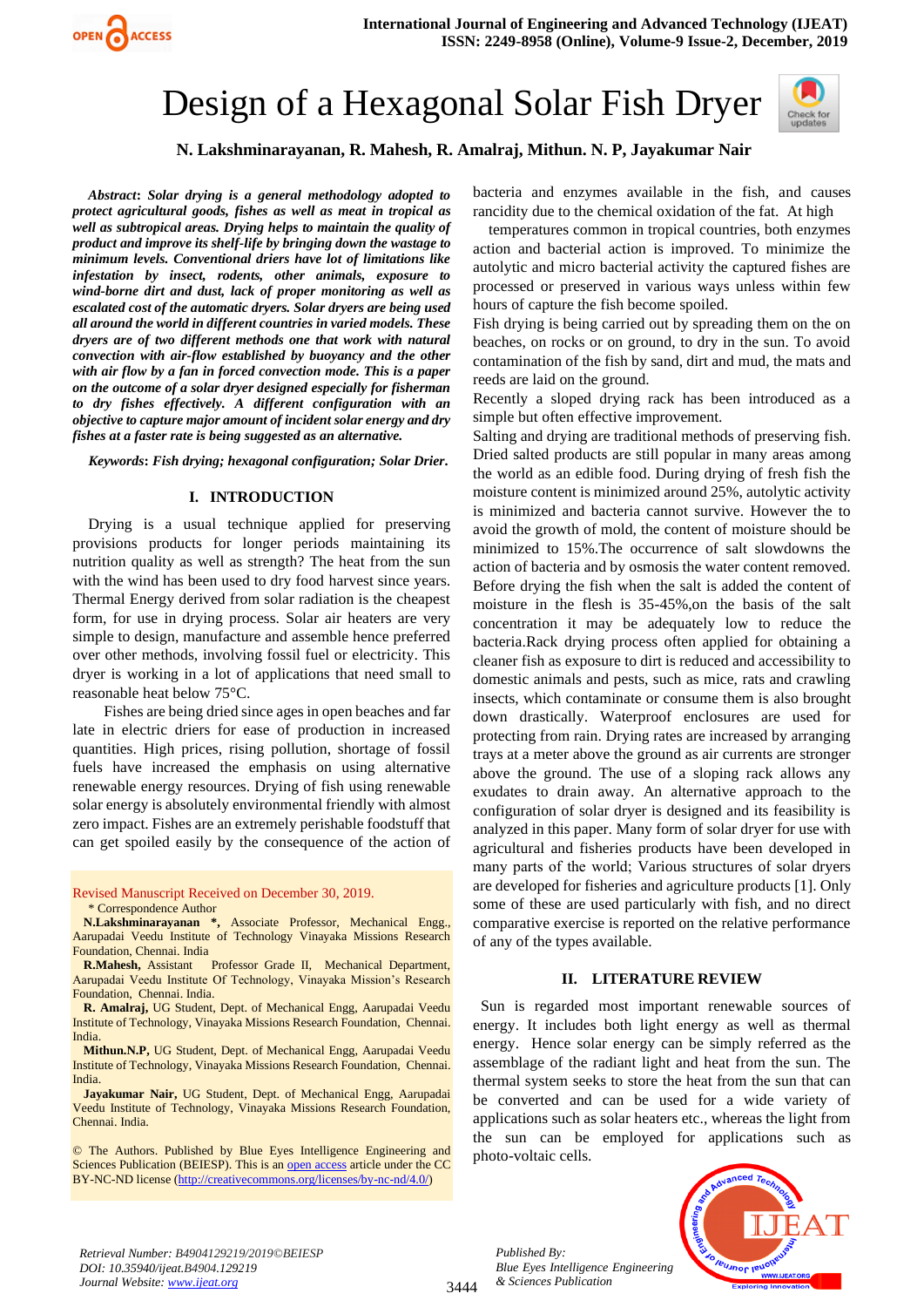# Design of a Hexagonal Solar Fish Dryer

**N. Lakshminarayanan, R. Mahesh, R. Amalraj, Mithun. N. P, Jayakumar Nair**

***Abstract*****:** ***Solar drying is a general methodology adopted to protect agricultural goods, fishes as well as meat in tropical as well as subtropical areas. Drying helps to maintain the quality of product and improve its shelf-life by bringing down the wastage to minimum levels. Conventional driers have lot of limitations like infestation by insect, rodents, other animals, exposure to wind-borne dirt and dust, lack of proper monitoring as well as escalated cost of the automatic dryers. Solar dryers are being used all around the world in different countries in varied models. These dryers are of two different methods one that work with natural convection with air-flow established by buoyancy and the other with air flow by a fan in forced convection mode. This is a paper on the outcome of a solar dryer designed especially for fisherman to dry fishes effectively. A different configuration with an objective to capture major amount of incident solar energy and dry fishes at a faster rate is being suggested as an alternative.***

***Keywords*****:** ***Fish drying; hexagonal configuration; Solar Drier.***

## I. INTRODUCTION

Drying is a usual technique applied for preserving provisions products for longer periods maintaining its nutrition quality as well as strength? The heat from the sun with the wind has been used to dry food harvest since years. Thermal Energy derived from solar radiation is the cheapest form, for use in drying process. Solar air heaters are very simple to design, manufacture and assemble hence preferred over other methods, involving fossil fuel or electricity. This dryer is working in a lot of applications that need small to reasonable heat below 75°C.

Fishes are being dried since ages in open beaches and far late in electric driers for ease of production in increased quantities. High prices, rising pollution, shortage of fossil fuels have increased the emphasis on using alternative renewable energy resources. Drying of fish using renewable solar energy is absolutely environmental friendly with almost zero impact. Fishes are an extremely perishable foodstuff that can get spoiled easily by the consequence of the action of bacteria and enzymes available in the fish, and causes rancidity due to the chemical oxidation of the fat. At high temperatures common in tropical countries, both enzymes action and bacterial action is improved. To minimize the autolytic and micro bacterial activity the captured fishes are processed or preserved in various ways unless within few hours of capture the fish become spoiled.

Fish drying is being carried out by spreading them on the on beaches, on rocks or on ground, to dry in the sun. To avoid contamination of the fish by sand, dirt and mud, the mats and reeds are laid on the ground.

Recently a sloped drying rack has been introduced as a simple but often effective improvement.

Salting and drying are traditional methods of preserving fish. Dried salted products are still popular in many areas among the world as an edible food. During drying of fresh fish the moisture content is minimized around 25%, autolytic activity is minimized and bacteria cannot survive. However the to avoid the growth of mold, the content of moisture should be minimized to 15%.The occurrence of salt slowdowns the action of bacteria and by osmosis the water content removed. Before drying the fish when the salt is added the content of moisture in the flesh is 35-45%,on the basis of the salt concentration it may be adequately low to reduce the bacteria.Rack drying process often applied for obtaining a cleaner fish as exposure to dirt is reduced and accessibility to domestic animals and pests, such as mice, rats and crawling insects, which contaminate or consume them is also brought down drastically. Waterproof enclosures are used for protecting from rain. Drying rates are increased by arranging trays at a meter above the ground as air currents are stronger above the ground. The use of a sloping rack allows any exudates to drain away. An alternative approach to the configuration of solar dryer is designed and its feasibility is analyzed in this paper. Many form of solar dryer for use with agricultural and fisheries products have been developed in many parts of the world; Various structures of solar dryers are developed for fisheries and agriculture products [1]. Only some of these are used particularly with fish, and no direct comparative exercise is reported on the relative performance of any of the types available.

## II. LITERATURE REVIEW

Sun is regarded most important renewable sources of energy. It includes both light energy as well as thermal energy. Hence solar energy can be simply referred as the assemblage of the radiant light and heat from the sun. The thermal system seeks to store the heat from the sun that can be converted and can be used for a wide variety of applications such as solar heaters etc., whereas the light from the sun can be employed for applications such as photo-voltaic cells.

---

Revised Manuscript Received on December 30, 2019.

\* Correspondence Author

**N.Lakshminarayanan \*,** Associate Professor, Mechanical Engg., Aarupadai Veedu Institute of Technology Vinayaka Missions Research Foundation, Chennai. India

**R.Mahesh,** Assistant Professor Grade II, Mechanical Department, Aarupadai Veedu Institute Of Technology, Vinayaka Mission's Research Foundation, Chennai. India.

**R. Amalraj,** UG Student, Dept. of Mechanical Engg, Aarupadai Veedu Institute of Technology, Vinayaka Missions Research Foundation, Chennai. India.

**Mithun.N.P,** UG Student, Dept. of Mechanical Engg, Aarupadai Veedu Institute of Technology, Vinayaka Missions Research Foundation, Chennai. India.

**Jayakumar Nair,** UG Student, Dept. of Mechanical Engg, Aarupadai Veedu Institute of Technology, Vinayaka Missions Research Foundation, Chennai. India.

© The Authors. Published by Blue Eyes Intelligence Engineering and Sciences Publication (BEIESP). This is an open access article under the CC BY-NC-ND license (http://creativecommons.org/licenses/by-nc-nd/4.0/)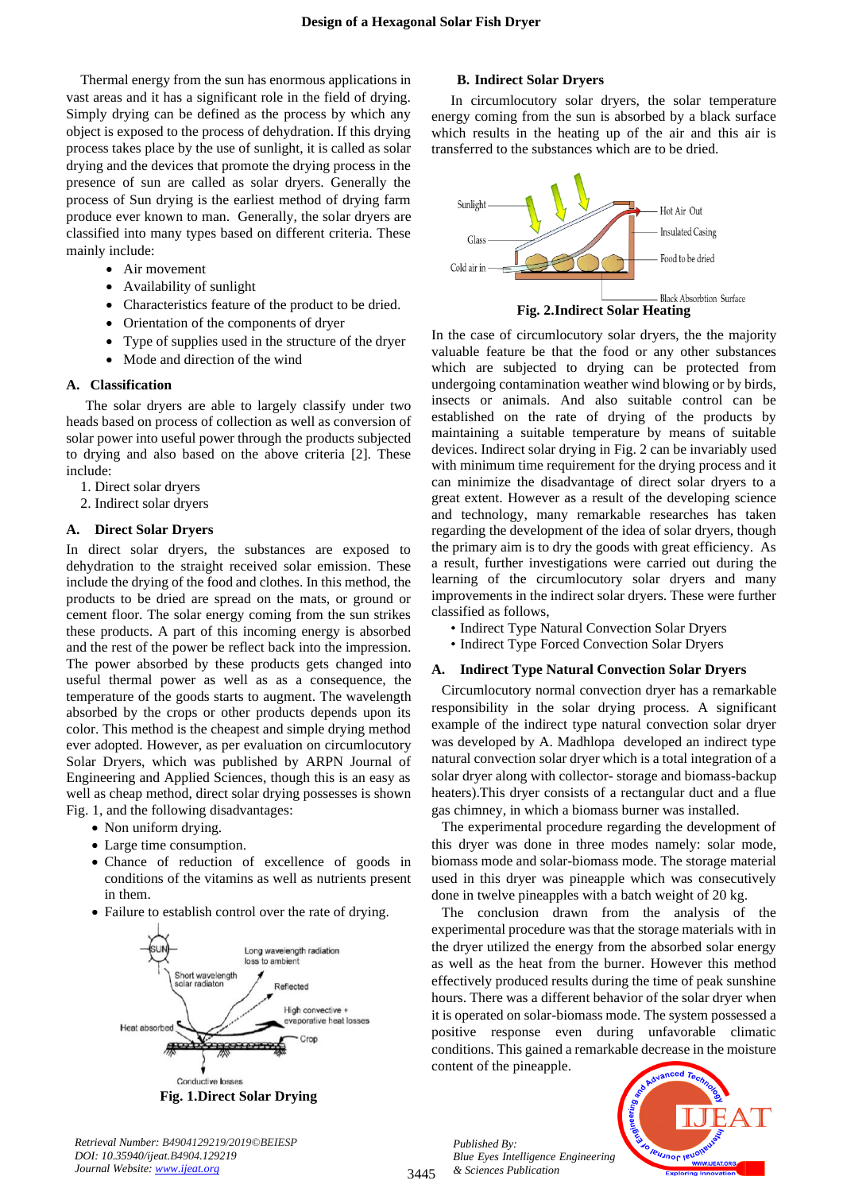Thermal energy from the sun has enormous applications in vast areas and it has a significant role in the field of drying. Simply drying can be defined as the process by which any object is exposed to the process of dehydration. If this drying process takes place by the use of sunlight, it is called as solar drying and the devices that promote the drying process in the presence of sun are called as solar dryers. Generally the process of Sun drying is the earliest method of drying farm produce ever known to man. Generally, the solar dryers are classified into many types based on different criteria. These mainly include:

- Air movement
- Availability of sunlight
- Characteristics feature of the product to be dried.
- Orientation of the components of dryer
- Type of supplies used in the structure of the dryer
- Mode and direction of the wind

### A. Classification

The solar dryers are able to largely classify under two heads based on process of collection as well as conversion of solar power into useful power through the products subjected to drying and also based on the above criteria [2]. These include:

1. Direct solar dryers
2. Indirect solar dryers

### A. Direct Solar Dryers

In direct solar dryers, the substances are exposed to dehydration to the straight received solar emission. These include the drying of the food and clothes. In this method, the products to be dried are spread on the mats, or ground or cement floor. The solar energy coming from the sun strikes these products. A part of this incoming energy is absorbed and the rest of the power be reflect back into the impression. The power absorbed by these products gets changed into useful thermal power as well as as a consequence, the temperature of the goods starts to augment. The wavelength absorbed by the crops or other products depends upon its color. This method is the cheapest and simple drying method ever adopted. However, as per evaluation on circumlocutory Solar Dryers, which was published by ARPN Journal of Engineering and Applied Sciences, though this is an easy as well as cheap method, direct solar drying possesses is shown Fig. 1, and the following disadvantages:

- Non uniform drying.
- Large time consumption.
- Chance of reduction of excellence of goods in conditions of the vitamins as well as nutrients present in them.
- Failure to establish control over the rate of drying.

**Fig. 1.Direct Solar Drying**

### B. Indirect Solar Dryers

In circumlocutory solar dryers, the solar temperature energy coming from the sun is absorbed by a black surface which results in the heating up of the air and this air is transferred to the substances which are to be dried.

**Fig. 2.Indirect Solar Heating**

In the case of circumlocutory solar dryers, the the majority valuable feature be that the food or any other substances which are subjected to drying can be protected from undergoing contamination weather wind blowing or by birds, insects or animals. And also suitable control can be established on the rate of drying of the products by maintaining a suitable temperature by means of suitable devices. Indirect solar drying in Fig. 2 can be invariably used with minimum time requirement for the drying process and it can minimize the disadvantage of direct solar dryers to a great extent. However as a result of the developing science and technology, many remarkable researches has taken regarding the development of the idea of solar dryers, though the primary aim is to dry the goods with great efficiency. As a result, further investigations were carried out during the learning of the circumlocutory solar dryers and many improvements in the indirect solar dryers. These were further classified as follows,

- Indirect Type Natural Convection Solar Dryers
- Indirect Type Forced Convection Solar Dryers

### A. Indirect Type Natural Convection Solar Dryers

Circumlocutory normal convection dryer has a remarkable responsibility in the solar drying process. A significant example of the indirect type natural convection solar dryer was developed by A. Madhlopa developed an indirect type natural convection solar dryer which is a total integration of a solar dryer along with collector- storage and biomass-backup heaters).This dryer consists of a rectangular duct and a flue gas chimney, in which a biomass burner was installed.

The experimental procedure regarding the development of this dryer was done in three modes namely: solar mode, biomass mode and solar-biomass mode. The storage material used in this dryer was pineapple which was consecutively done in twelve pineapples with a batch weight of 20 kg.

The conclusion drawn from the analysis of the experimental procedure was that the storage materials with in the dryer utilized the energy from the absorbed solar energy as well as the heat from the burner. However this method effectively produced results during the time of peak sunshine hours. There was a different behavior of the solar dryer when it is operated on solar-biomass mode. The system possessed a positive response even during unfavorable climatic conditions. This gained a remarkable decrease in the moisture content of the pineapple.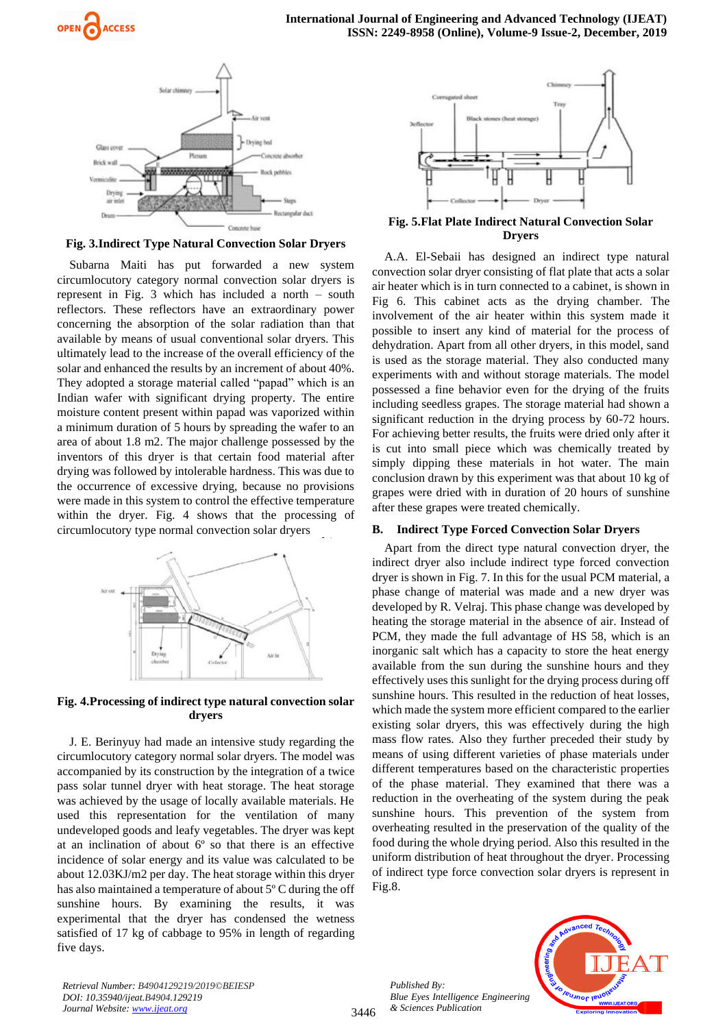**Fig. 3.Indirect Type Natural Convection Solar Dryers**

Subarna Maiti has put forwarded a new system circumlocutory category normal convection solar dryers is represent in Fig. 3 which has included a north – south reflectors. These reflectors have an extraordinary power concerning the absorption of the solar radiation than that available by means of usual conventional solar dryers. This ultimately lead to the increase of the overall efficiency of the solar and enhanced the results by an increment of about 40%. They adopted a storage material called "papad" which is an Indian wafer with significant drying property. The entire moisture content present within papad was vaporized within a minimum duration of 5 hours by spreading the wafer to an area of about 1.8 m2. The major challenge possessed by the inventors of this dryer is that certain food material after drying was followed by intolerable hardness. This was due to the occurrence of excessive drying, because no provisions were made in this system to control the effective temperature within the dryer. Fig. 4 shows that the processing of circumlocutory type normal convection solar dryers

**Fig. 4.Processing of indirect type natural convection solar dryers**

J. E. Berinyuy had made an intensive study regarding the circumlocutory category normal solar dryers. The model was accompanied by its construction by the integration of a twice pass solar tunnel dryer with heat storage. The heat storage was achieved by the usage of locally available materials. He used this representation for the ventilation of many undeveloped goods and leafy vegetables. The dryer was kept at an inclination of about 6º so that there is an effective incidence of solar energy and its value was calculated to be about 12.03KJ/m2 per day. The heat storage within this dryer has also maintained a temperature of about 5º C during the off sunshine hours. By examining the results, it was experimental that the dryer has condensed the wetness satisfied of 17 kg of cabbage to 95% in length of regarding five days.

**Fig. 5.Flat Plate Indirect Natural Convection Solar Dryers**

A.A. El-Sebaii has designed an indirect type natural convection solar dryer consisting of flat plate that acts a solar air heater which is in turn connected to a cabinet, is shown in Fig 6. This cabinet acts as the drying chamber. The involvement of the air heater within this system made it possible to insert any kind of material for the process of dehydration. Apart from all other dryers, in this model, sand is used as the storage material. They also conducted many experiments with and without storage materials. The model possessed a fine behavior even for the drying of the fruits including seedless grapes. The storage material had shown a significant reduction in the drying process by 60-72 hours. For achieving better results, the fruits were dried only after it is cut into small piece which was chemically treated by simply dipping these materials in hot water. The main conclusion drawn by this experiment was that about 10 kg of grapes were dried with in duration of 20 hours of sunshine after these grapes were treated chemically.

### B. Indirect Type Forced Convection Solar Dryers

Apart from the direct type natural convection dryer, the indirect dryer also include indirect type forced convection dryer is shown in Fig. 7. In this for the usual PCM material, a phase change of material was made and a new dryer was developed by R. Velraj. This phase change was developed by heating the storage material in the absence of air. Instead of PCM, they made the full advantage of HS 58, which is an inorganic salt which has a capacity to store the heat energy available from the sun during the sunshine hours and they effectively uses this sunlight for the drying process during off sunshine hours. This resulted in the reduction of heat losses, which made the system more efficient compared to the earlier existing solar dryers, this was effectively during the high mass flow rates. Also they further preceded their study by means of using different varieties of phase materials under different temperatures based on the characteristic properties of the phase material. They examined that there was a reduction in the overheating of the system during the peak sunshine hours. This prevention of the system from overheating resulted in the preservation of the quality of the food during the whole drying period. Also this resulted in the uniform distribution of heat throughout the dryer. Processing of indirect type force convection solar dryers is represent in Fig.8.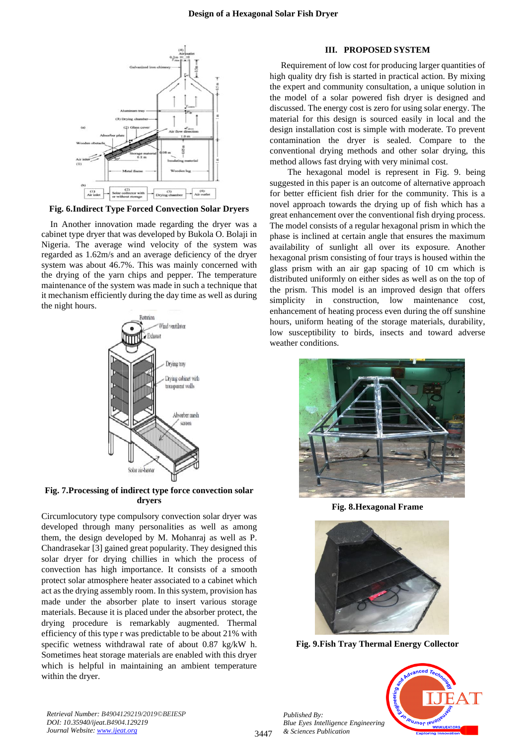Fig. 6.Indirect Type Forced Convection Solar Dryers

In Another innovation made regarding the dryer was a cabinet type dryer that was developed by Bukola O. Bolaji in Nigeria. The average wind velocity of the system was regarded as 1.62m/s and an average deficiency of the dryer system was about 46.7%. This was mainly concerned with the drying of the yarn chips and pepper. The temperature maintenance of the system was made in such a technique that it mechanism efficiently during the day time as well as during the night hours.

Fig. 7.Processing of indirect type force convection solar dryers

Circumlocutory type compulsory convection solar dryer was developed through many personalities as well as among them, the design developed by M. Mohanraj as well as P. Chandrasekar [3] gained great popularity. They designed this solar dryer for drying chillies in which the process of convection has high importance. It consists of a smooth protect solar atmosphere heater associated to a cabinet which act as the drying assembly room. In this system, provision has made under the absorber plate to insert various storage materials. Because it is placed under the absorber protect, the drying procedure is remarkably augmented. Thermal efficiency of this type r was predictable to be about 21% with specific wetness withdrawal rate of about 0.87 kg/kW h. Sometimes heat storage materials are enabled with this dryer which is helpful in maintaining an ambient temperature within the dryer.

## III. PROPOSED SYSTEM

Requirement of low cost for producing larger quantities of high quality dry fish is started in practical action. By mixing the expert and community consultation, a unique solution in the model of a solar powered fish dryer is designed and discussed. The energy cost is zero for using solar energy. The material for this design is sourced easily in local and the design installation cost is simple with moderate. To prevent contamination the dryer is sealed. Compare to the conventional drying methods and other solar drying, this method allows fast drying with very minimal cost.

The hexagonal model is represent in Fig. 9. being suggested in this paper is an outcome of alternative approach for better efficient fish drier for the community. This is a novel approach towards the drying up of fish which has a great enhancement over the conventional fish drying process. The model consists of a regular hexagonal prism in which the phase is inclined at certain angle that ensures the maximum availability of sunlight all over its exposure. Another hexagonal prism consisting of four trays is housed within the glass prism with an air gap spacing of 10 cm which is distributed uniformly on either sides as well as on the top of the prism. This model is an improved design that offers simplicity in construction, low maintenance cost, enhancement of heating process even during the off sunshine hours, uniform heating of the storage materials, durability, low susceptibility to birds, insects and toward adverse weather conditions.

Fig. 8.Hexagonal Frame

Fig. 9.Fish Tray Thermal Energy Collector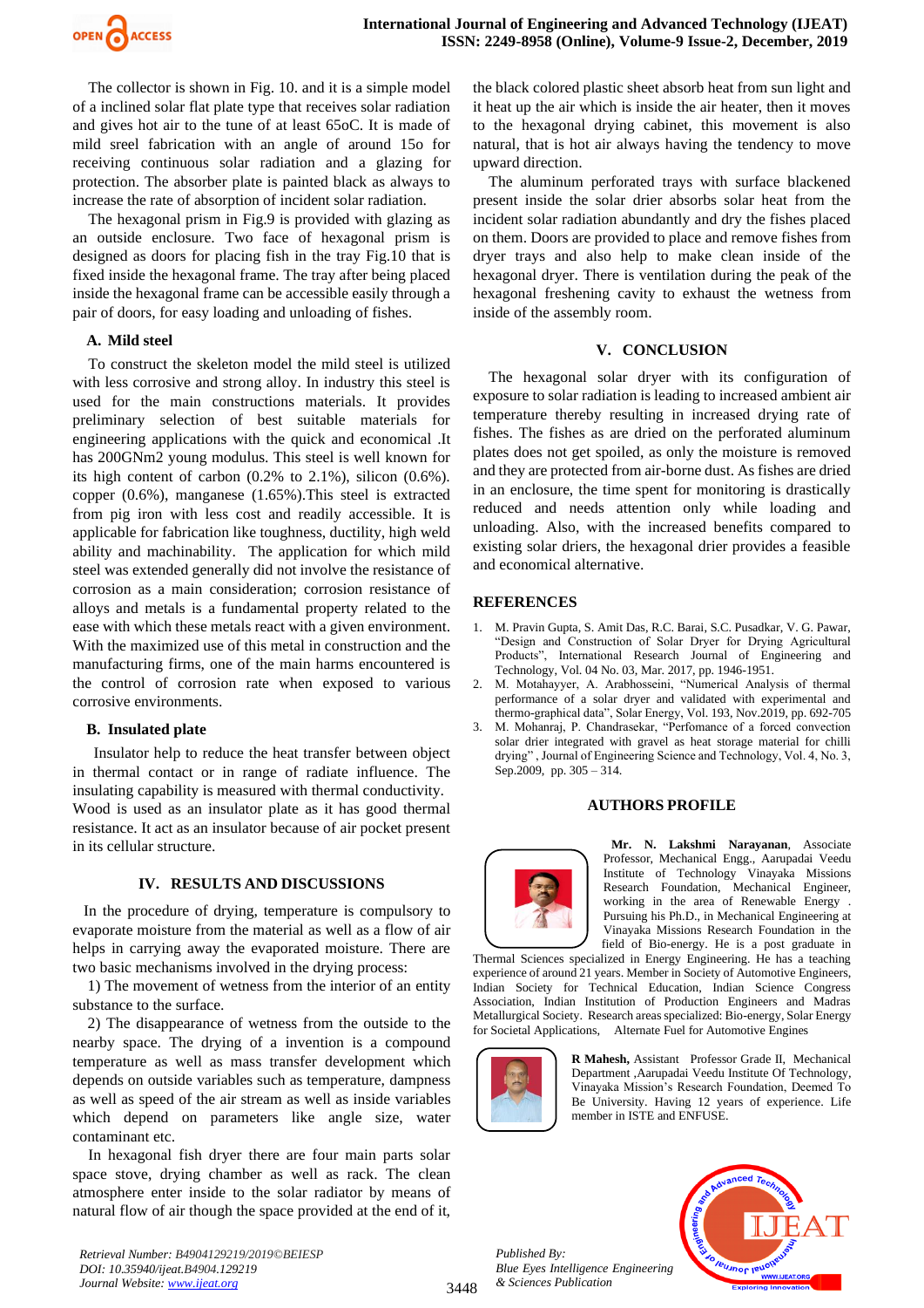The collector is shown in Fig. 10. and it is a simple model of a inclined solar flat plate type that receives solar radiation and gives hot air to the tune of at least 65oC. It is made of mild sreel fabrication with an angle of around 15o for receiving continuous solar radiation and a glazing for protection. The absorber plate is painted black as always to increase the rate of absorption of incident solar radiation.

The hexagonal prism in Fig.9 is provided with glazing as an outside enclosure. Two face of hexagonal prism is designed as doors for placing fish in the tray Fig.10 that is fixed inside the hexagonal frame. The tray after being placed inside the hexagonal frame can be accessible easily through a pair of doors, for easy loading and unloading of fishes.

### A. Mild steel

To construct the skeleton model the mild steel is utilized with less corrosive and strong alloy. In industry this steel is used for the main constructions materials. It provides preliminary selection of best suitable materials for engineering applications with the quick and economical .It has 200GNm2 young modulus. This steel is well known for its high content of carbon (0.2% to 2.1%), silicon (0.6%). copper (0.6%), manganese (1.65%).This steel is extracted from pig iron with less cost and readily accessible. It is applicable for fabrication like toughness, ductility, high weld ability and machinability. The application for which mild steel was extended generally did not involve the resistance of corrosion as a main consideration; corrosion resistance of alloys and metals is a fundamental property related to the ease with which these metals react with a given environment. With the maximized use of this metal in construction and the manufacturing firms, one of the main harms encountered is the control of corrosion rate when exposed to various corrosive environments.

### B. Insulated plate

Insulator help to reduce the heat transfer between object in thermal contact or in range of radiate influence. The insulating capability is measured with thermal conductivity. Wood is used as an insulator plate as it has good thermal resistance. It act as an insulator because of air pocket present in its cellular structure.

## IV. RESULTS AND DISCUSSIONS

In the procedure of drying, temperature is compulsory to evaporate moisture from the material as well as a flow of air helps in carrying away the evaporated moisture. There are two basic mechanisms involved in the drying process:

1) The movement of wetness from the interior of an entity substance to the surface.

2) The disappearance of wetness from the outside to the nearby space. The drying of a invention is a compound temperature as well as mass transfer development which depends on outside variables such as temperature, dampness as well as speed of the air stream as well as inside variables which depend on parameters like angle size, water contaminant etc.

In hexagonal fish dryer there are four main parts solar space stove, drying chamber as well as rack. The clean atmosphere enter inside to the solar radiator by means of natural flow of air though the space provided at the end of it, the black colored plastic sheet absorb heat from sun light and it heat up the air which is inside the air heater, then it moves to the hexagonal drying cabinet, this movement is also natural, that is hot air always having the tendency to move upward direction.

The aluminum perforated trays with surface blackened present inside the solar drier absorbs solar heat from the incident solar radiation abundantly and dry the fishes placed on them. Doors are provided to place and remove fishes from dryer trays and also help to make clean inside of the hexagonal dryer. There is ventilation during the peak of the hexagonal freshening cavity to exhaust the wetness from inside of the assembly room.

## V. CONCLUSION

The hexagonal solar dryer with its configuration of exposure to solar radiation is leading to increased ambient air temperature thereby resulting in increased drying rate of fishes. The fishes as are dried on the perforated aluminum plates does not get spoiled, as only the moisture is removed and they are protected from air-borne dust. As fishes are dried in an enclosure, the time spent for monitoring is drastically reduced and needs attention only while loading and unloading. Also, with the increased benefits compared to existing solar driers, the hexagonal drier provides a feasible and economical alternative.

## REFERENCES

1. M. Pravin Gupta, S. Amit Das, R.C. Barai, S.C. Pusadkar, V. G. Pawar, "Design and Construction of Solar Dryer for Drying Agricultural Products", International Research Journal of Engineering and Technology, Vol. 04 No. 03, Mar. 2017, pp. 1946-1951.
2. M. Motahayyer, A. Arabhosseini, "Numerical Analysis of thermal performance of a solar dryer and validated with experimental and thermo-graphical data", Solar Energy, Vol. 193, Nov.2019, pp. 692-705
3. M. Mohanraj, P. Chandrasekar, "Perfomance of a forced convection solar drier integrated with gravel as heat storage material for chilli drying" , Journal of Engineering Science and Technology, Vol. 4, No. 3, Sep.2009, pp. 305 – 314.

## AUTHORS PROFILE

**Mr. N. Lakshmi Narayanan**, Associate Professor, Mechanical Engg., Aarupadai Veedu Institute of Technology Vinayaka Missions Research Foundation, Mechanical Engineer, working in the area of Renewable Energy . Pursuing his Ph.D., in Mechanical Engineering at Vinayaka Missions Research Foundation in the field of Bio-energy. He is a post graduate in Thermal Sciences specialized in Energy Engineering. He has a teaching experience of around 21 years. Member in Society of Automotive Engineers, Indian Society for Technical Education, Indian Science Congress Association, Indian Institution of Production Engineers and Madras Metallurgical Society. Research areas specialized: Bio-energy, Solar Energy for Societal Applications, Alternate Fuel for Automotive Engines

**R Mahesh,** Assistant Professor Grade II, Mechanical Department ,Aarupadai Veedu Institute Of Technology, Vinayaka Mission's Research Foundation, Deemed To Be University. Having 12 years of experience. Life member in ISTE and ENFUSE.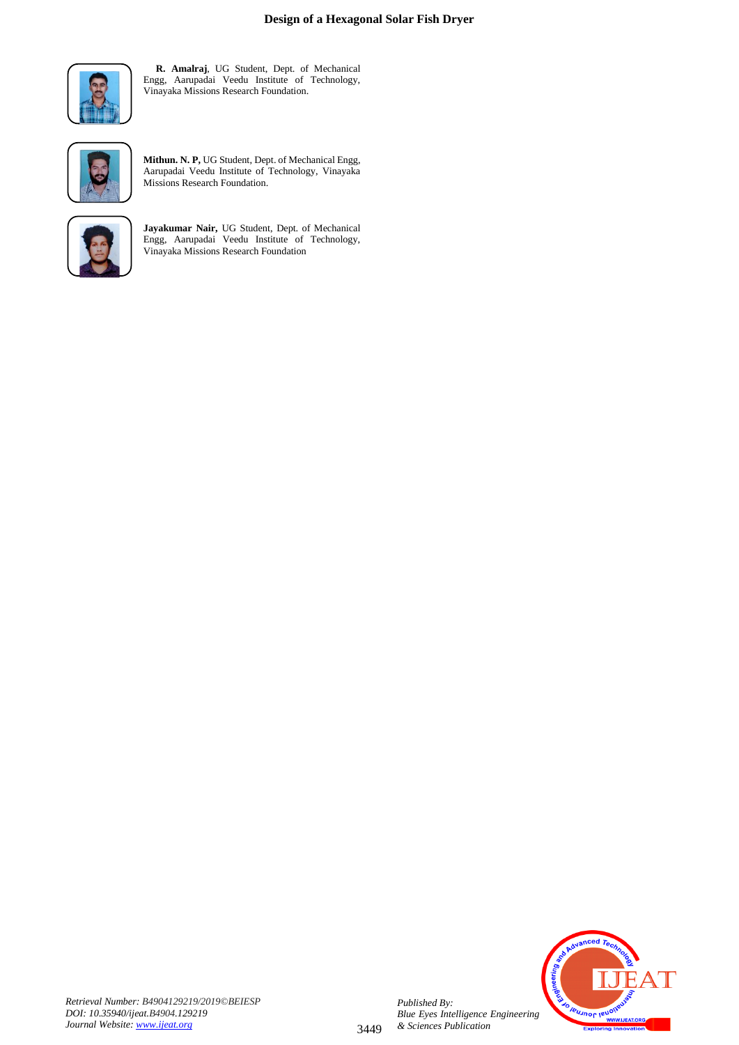**R. Amalraj**, UG Student, Dept. of Mechanical Engg, Aarupadai Veedu Institute of Technology, Vinayaka Missions Research Foundation.

**Mithun. N. P,** UG Student, Dept. of Mechanical Engg, Aarupadai Veedu Institute of Technology, Vinayaka Missions Research Foundation.

**Jayakumar Nair,** UG Student, Dept. of Mechanical Engg, Aarupadai Veedu Institute of Technology, Vinayaka Missions Research Foundation